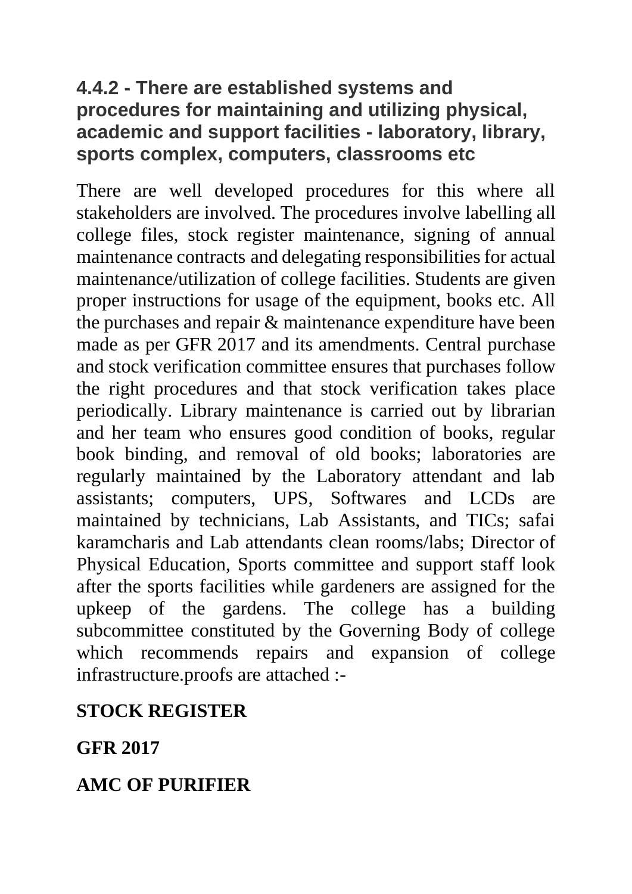## 4.4.2 - There are established systems and procedures for maintaining and utilizing physical, academic and support facilities - laboratory, library, sports complex, computers, classrooms etc

There are well developed procedures for this where all stakeholders are involved. The procedures involve labelling all college files, stock register maintenance, signing of annual maintenance contracts and delegating responsibilities for actual maintenance/utilization of college facilities. Students are given proper instructions for usage of the equipment, books etc. All the purchases and repair & maintenance expenditure have been made as per GFR 2017 and its amendments. Central purchase and stock verification committee ensures that purchases follow the right procedures and that stock verification takes place periodically. Library maintenance is carried out by librarian and her team who ensures good condition of books, regular book binding, and removal of old books; laboratories are regularly maintained by the Laboratory attendant and lab assistants; computers, UPS, Softwares and LCDs are maintained by technicians, Lab Assistants, and TICs; safai karamcharis and Lab attendants clean rooms/labs; Director of Physical Education, Sports committee and support staff look after the sports facilities while gardeners are assigned for the upkeep of the gardens. The college has a building subcommittee constituted by the Governing Body of college which recommends repairs and expansion of college infrastructure.proofs are attached :-

**STOCK REGISTER**

**GFR 2017**

**AMC OF PURIFIER**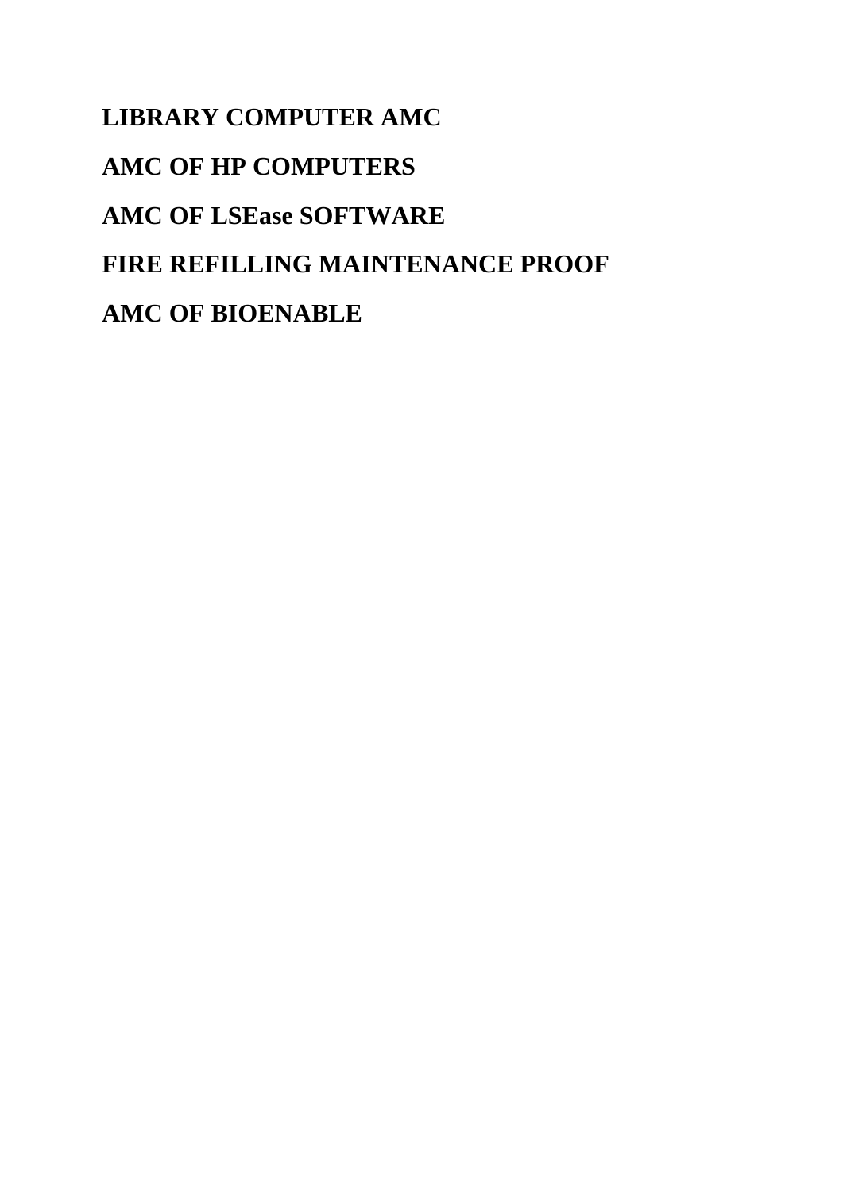**LIBRARY COMPUTER AMC**

**AMC OF HP COMPUTERS**

**AMC OF LSEase SOFTWARE**

**FIRE REFILLING MAINTENANCE PROOF**

**AMC OF BIOENABLE**